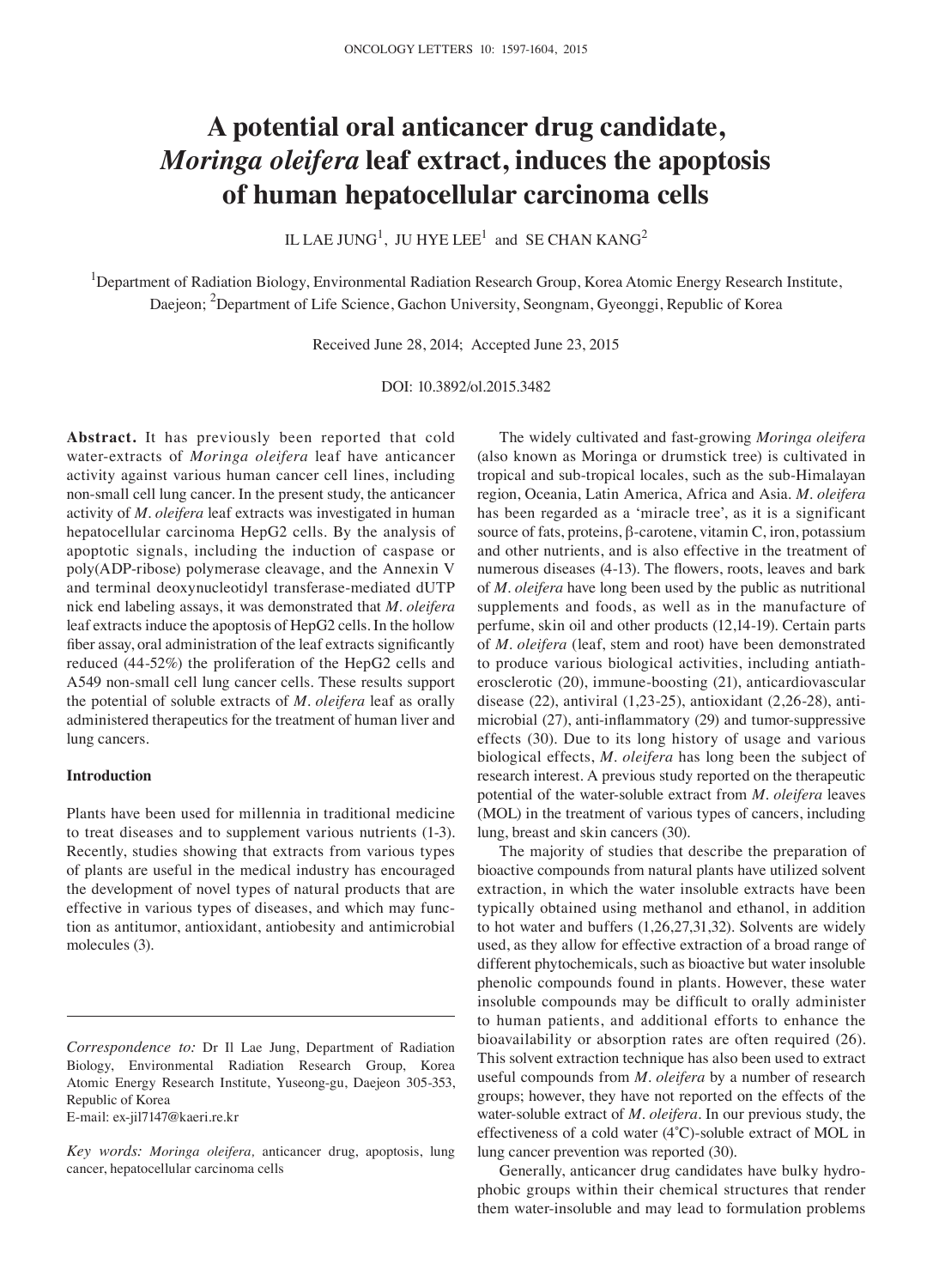# A potential oral anticancer drug candidate, *Moringa oleifera* leaf extract, induces the apoptosis of human hepatocellular carcinoma cells

IL LAE JUNG[1], JU HYE LEE[1] and SE CHAN KANG[2]

[1]Department of Radiation Biology, Environmental Radiation Research Group, Korea Atomic Energy Research Institute, Daejeon; [2]Department of Life Science, Gachon University, Seongnam, Gyeonggi, Republic of Korea

Received June 28, 2014; Accepted June 23, 2015

DOI: 10.3892/ol.2015.3482

**Abstract.** It has previously been reported that cold water-extracts of *Moringa oleifera* leaf have anticancer activity against various human cancer cell lines, including non-small cell lung cancer. In the present study, the anticancer activity of *M. oleifera* leaf extracts was investigated in human hepatocellular carcinoma HepG2 cells. By the analysis of apoptotic signals, including the induction of caspase or poly(ADP-ribose) polymerase cleavage, and the Annexin V and terminal deoxynucleotidyl transferase-mediated dUTP nick end labeling assays, it was demonstrated that *M. oleifera* leaf extracts induce the apoptosis of HepG2 cells. In the hollow fiber assay, oral administration of the leaf extracts significantly reduced (44-52%) the proliferation of the HepG2 cells and A549 non-small cell lung cancer cells. These results support the potential of soluble extracts of *M. oleifera* leaf as orally administered therapeutics for the treatment of human liver and lung cancers.

## Introduction

Plants have been used for millennia in traditional medicine to treat diseases and to supplement various nutrients (1-3). Recently, studies showing that extracts from various types of plants are useful in the medical industry has encouraged the development of novel types of natural products that are effective in various types of diseases, and which may function as antitumor, antioxidant, antiobesity and antimicrobial molecules (3).

The widely cultivated and fast-growing *Moringa oleifera* (also known as Moringa or drumstick tree) is cultivated in tropical and sub-tropical locales, such as the sub-Himalayan region, Oceania, Latin America, Africa and Asia. *M. oleifera* has been regarded as a 'miracle tree', as it is a significant source of fats, proteins, β-carotene, vitamin C, iron, potassium and other nutrients, and is also effective in the treatment of numerous diseases (4-13). The flowers, roots, leaves and bark of *M. oleifera* have long been used by the public as nutritional supplements and foods, as well as in the manufacture of perfume, skin oil and other products (12,14-19). Certain parts of *M. oleifera* (leaf, stem and root) have been demonstrated to produce various biological activities, including antiatherosclerotic (20), immune-boosting (21), anticardiovascular disease (22), antiviral (1,23-25), antioxidant (2,26-28), antimicrobial (27), anti-inflammatory (29) and tumor-suppressive effects (30). Due to its long history of usage and various biological effects, *M. oleifera* has long been the subject of research interest. A previous study reported on the therapeutic potential of the water-soluble extract from *M. oleifera* leaves (MOL) in the treatment of various types of cancers, including lung, breast and skin cancers (30).

The majority of studies that describe the preparation of bioactive compounds from natural plants have utilized solvent extraction, in which the water insoluble extracts have been typically obtained using methanol and ethanol, in addition to hot water and buffers (1,26,27,31,32). Solvents are widely used, as they allow for effective extraction of a broad range of different phytochemicals, such as bioactive but water insoluble phenolic compounds found in plants. However, these water insoluble compounds may be difficult to orally administer to human patients, and additional efforts to enhance the bioavailability or absorption rates are often required (26). This solvent extraction technique has also been used to extract useful compounds from *M. oleifera* by a number of research groups; however, they have not reported on the effects of the water-soluble extract of *M. oleifera*. In our previous study, the effectiveness of a cold water (4˚C)-soluble extract of MOL in lung cancer prevention was reported (30).

Generally, anticancer drug candidates have bulky hydrophobic groups within their chemical structures that render them water-insoluble and may lead to formulation problems

---

*Correspondence to:* Dr Il Lae Jung, Department of Radiation Biology, Environmental Radiation Research Group, Korea Atomic Energy Research Institute, Yuseong-gu, Daejeon 305-353, Republic of Korea
E-mail: ex-jil7147@kaeri.re.kr

*Key words: Moringa oleifera,* anticancer drug, apoptosis, lung cancer, hepatocellular carcinoma cells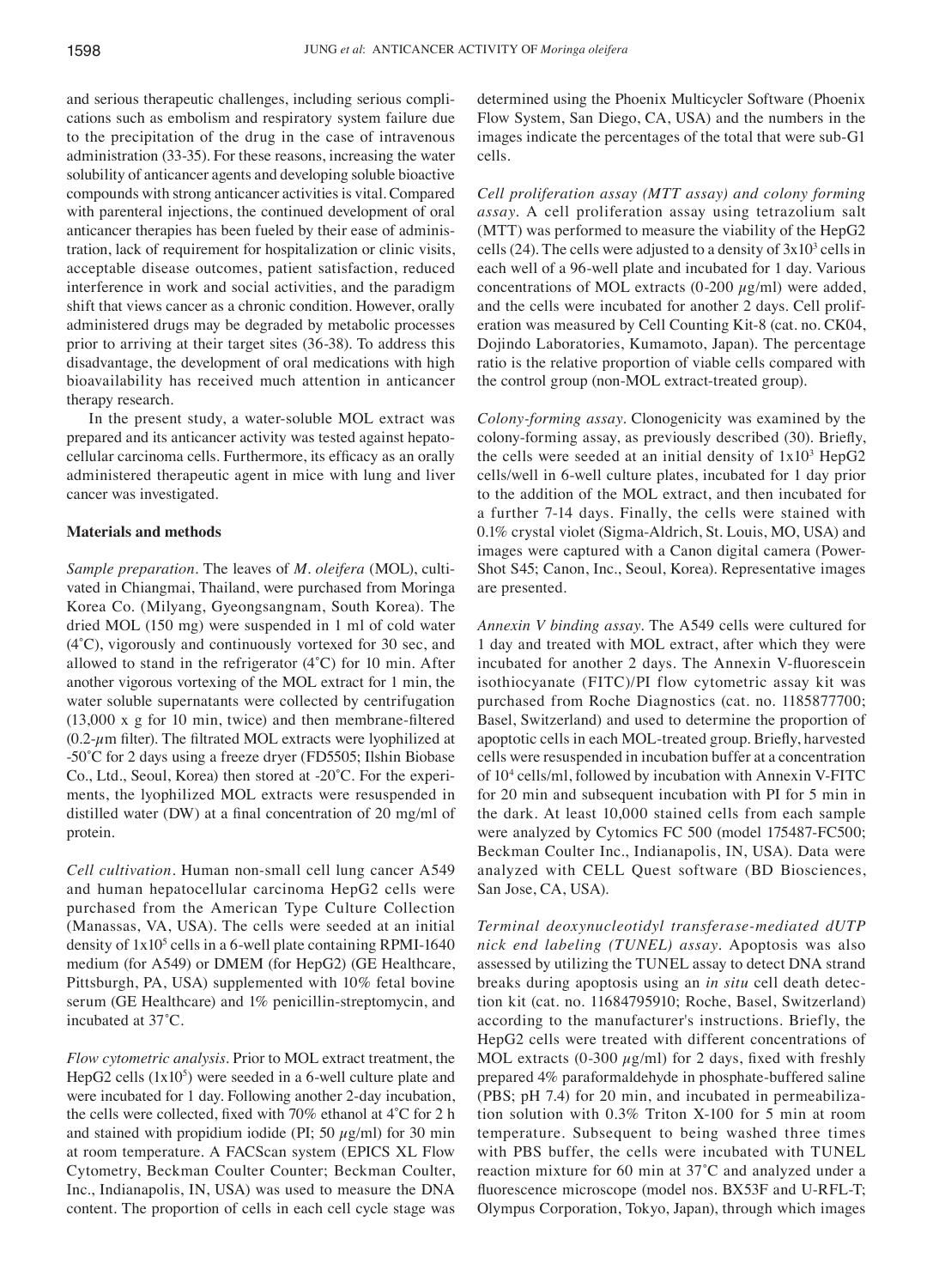and serious therapeutic challenges, including serious complications such as embolism and respiratory system failure due to the precipitation of the drug in the case of intravenous administration (33-35). For these reasons, increasing the water solubility of anticancer agents and developing soluble bioactive compounds with strong anticancer activities is vital. Compared with parenteral injections, the continued development of oral anticancer therapies has been fueled by their ease of administration, lack of requirement for hospitalization or clinic visits, acceptable disease outcomes, patient satisfaction, reduced interference in work and social activities, and the paradigm shift that views cancer as a chronic condition. However, orally administered drugs may be degraded by metabolic processes prior to arriving at their target sites (36-38). To address this disadvantage, the development of oral medications with high bioavailability has received much attention in anticancer therapy research.

In the present study, a water-soluble MOL extract was prepared and its anticancer activity was tested against hepatocellular carcinoma cells. Furthermore, its efficacy as an orally administered therapeutic agent in mice with lung and liver cancer was investigated.

## Materials and methods

*Sample preparation.* The leaves of *M. oleifera* (MOL), cultivated in Chiangmai, Thailand, were purchased from Moringa Korea Co. (Milyang, Gyeongsangnam, South Korea). The dried MOL (150 mg) were suspended in 1 ml of cold water (4˚C), vigorously and continuously vortexed for 30 sec, and allowed to stand in the refrigerator (4˚C) for 10 min. After another vigorous vortexing of the MOL extract for 1 min, the water soluble supernatants were collected by centrifugation (13,000 x g for 10 min, twice) and then membrane-filtered (0.2-$\mu$m filter). The filtrated MOL extracts were lyophilized at -50˚C for 2 days using a freeze dryer (FD5505; Ilshin Biobase Co., Ltd., Seoul, Korea) then stored at -20˚C. For the experiments, the lyophilized MOL extracts were resuspended in distilled water (DW) at a final concentration of 20 mg/ml of protein.

*Cell cultivation.* Human non-small cell lung cancer A549 and human hepatocellular carcinoma HepG2 cells were purchased from the American Type Culture Collection (Manassas, VA, USA). The cells were seeded at an initial density of $1\times10^5$ cells in a 6-well plate containing RPMI-1640 medium (for A549) or DMEM (for HepG2) (GE Healthcare, Pittsburgh, PA, USA) supplemented with 10% fetal bovine serum (GE Healthcare) and 1% penicillin-streptomycin, and incubated at 37˚C.

*Flow cytometric analysis.* Prior to MOL extract treatment, the HepG2 cells ($1\times10^5$) were seeded in a 6-well culture plate and were incubated for 1 day. Following another 2-day incubation, the cells were collected, fixed with 70% ethanol at 4˚C for 2 h and stained with propidium iodide (PI; 50 $\mu$g/ml) for 30 min at room temperature. A FACScan system (EPICS XL Flow Cytometry, Beckman Coulter Counter; Beckman Coulter, Inc., Indianapolis, IN, USA) was used to measure the DNA content. The proportion of cells in each cell cycle stage was determined using the Phoenix Multicycler Software (Phoenix Flow System, San Diego, CA, USA) and the numbers in the images indicate the percentages of the total that were sub-G1 cells.

*Cell proliferation assay (MTT assay) and colony forming assay.* A cell proliferation assay using tetrazolium salt (MTT) was performed to measure the viability of the HepG2 cells (24). The cells were adjusted to a density of $3\times10^3$ cells in each well of a 96-well plate and incubated for 1 day. Various concentrations of MOL extracts (0-200 $\mu$g/ml) were added, and the cells were incubated for another 2 days. Cell proliferation was measured by Cell Counting Kit-8 (cat. no. CK04, Dojindo Laboratories, Kumamoto, Japan). The percentage ratio is the relative proportion of viable cells compared with the control group (non-MOL extract-treated group).

*Colony-forming assay.* Clonogenicity was examined by the colony-forming assay, as previously described (30). Briefly, the cells were seeded at an initial density of $1\times10^3$ HepG2 cells/well in 6-well culture plates, incubated for 1 day prior to the addition of the MOL extract, and then incubated for a further 7-14 days. Finally, the cells were stained with 0.1% crystal violet (Sigma-Aldrich, St. Louis, MO, USA) and images were captured with a Canon digital camera (PowerShot S45; Canon, Inc., Seoul, Korea). Representative images are presented.

*Annexin V binding assay.* The A549 cells were cultured for 1 day and treated with MOL extract, after which they were incubated for another 2 days. The Annexin V-fluorescein isothiocyanate (FITC)/PI flow cytometric assay kit was purchased from Roche Diagnostics (cat. no. 1185877700; Basel, Switzerland) and used to determine the proportion of apoptotic cells in each MOL-treated group. Briefly, harvested cells were resuspended in incubation buffer at a concentration of $10^4$ cells/ml, followed by incubation with Annexin V-FITC for 20 min and subsequent incubation with PI for 5 min in the dark. At least 10,000 stained cells from each sample were analyzed by Cytomics FC 500 (model 175487-FC500; Beckman Coulter Inc., Indianapolis, IN, USA). Data were analyzed with CELL Quest software (BD Biosciences, San Jose, CA, USA).

*Terminal deoxynucleotidyl transferase-mediated dUTP nick end labeling (TUNEL) assay.* Apoptosis was also assessed by utilizing the TUNEL assay to detect DNA strand breaks during apoptosis using an *in situ* cell death detection kit (cat. no. 11684795910; Roche, Basel, Switzerland) according to the manufacturer's instructions. Briefly, the HepG2 cells were treated with different concentrations of MOL extracts (0-300 $\mu$g/ml) for 2 days, fixed with freshly prepared 4% paraformaldehyde in phosphate-buffered saline (PBS; pH 7.4) for 20 min, and incubated in permeabilization solution with 0.3% Triton X-100 for 5 min at room temperature. Subsequent to being washed three times with PBS buffer, the cells were incubated with TUNEL reaction mixture for 60 min at 37˚C and analyzed under a fluorescence microscope (model nos. BX53F and U-RFL-T; Olympus Corporation, Tokyo, Japan), through which images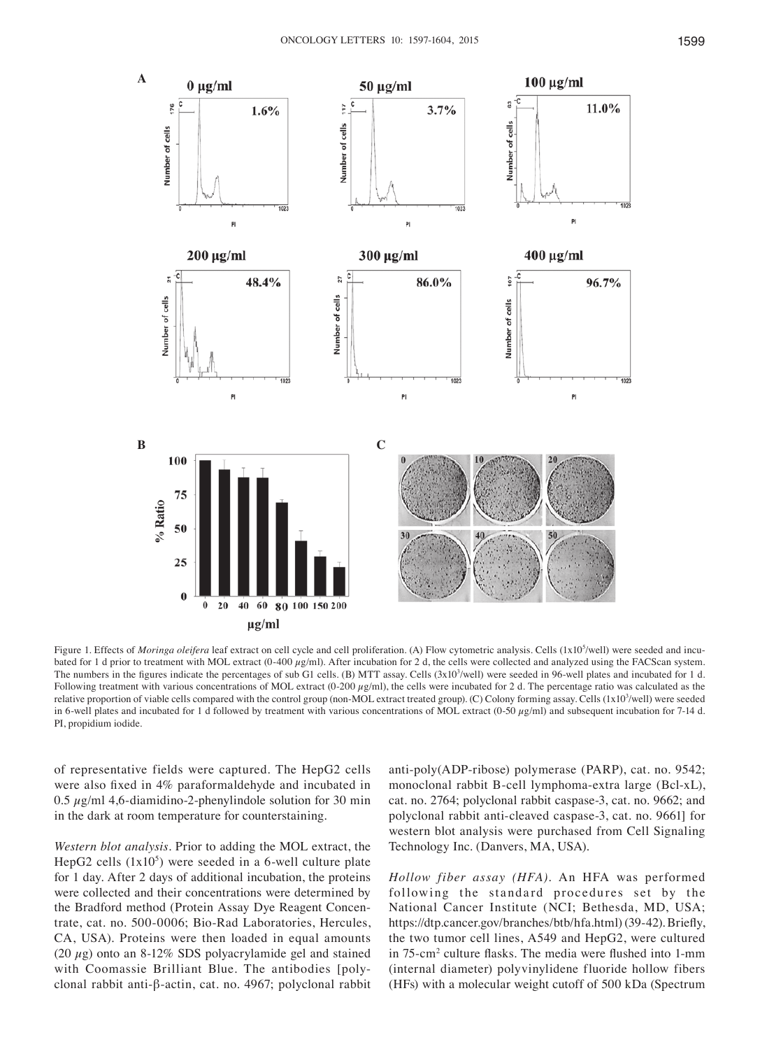Figure 1. Effects of *Moringa oleifera* leaf extract on cell cycle and cell proliferation. (A) Flow cytometric analysis. Cells ($1 \times 10^5$/well) were seeded and incubated for 1 d prior to treatment with MOL extract (0-400 $\mu$g/ml). After incubation for 2 d, the cells were collected and analyzed using the FACScan system. The numbers in the figures indicate the percentages of sub G1 cells. (B) MTT assay. Cells ($3 \times 10^3$/well) were seeded in 96-well plates and incubated for 1 d. Following treatment with various concentrations of MOL extract (0-200 $\mu$g/ml), the cells were incubated for 2 d. The percentage ratio was calculated as the relative proportion of viable cells compared with the control group (non-MOL extract treated group). (C) Colony forming assay. Cells ($1 \times 10^3$/well) were seeded in 6-well plates and incubated for 1 d followed by treatment with various concentrations of MOL extract (0-50 $\mu$g/ml) and subsequent incubation for 7-14 d. PI, propidium iodide.

of representative fields were captured. The HepG2 cells were also fixed in 4% paraformaldehyde and incubated in 0.5 $\mu$g/ml 4,6-diamidino-2-phenylindole solution for 30 min in the dark at room temperature for counterstaining.

*Western blot analysis.* Prior to adding the MOL extract, the HepG2 cells ($1 \times 10^5$) were seeded in a 6-well culture plate for 1 day. After 2 days of additional incubation, the proteins were collected and their concentrations were determined by the Bradford method (Protein Assay Dye Reagent Concentrate, cat. no. 500-0006; Bio-Rad Laboratories, Hercules, CA, USA). Proteins were then loaded in equal amounts (20 $\mu$g) onto an 8-12% SDS polyacrylamide gel and stained with Coomassie Brilliant Blue. The antibodies [polyclonal rabbit anti-β-actin, cat. no. 4967; polyclonal rabbit anti-poly(ADP-ribose) polymerase (PARP), cat. no. 9542; monoclonal rabbit B-cell lymphoma-extra large (Bcl-xL), cat. no. 2764; polyclonal rabbit caspase-3, cat. no. 9662; and polyclonal rabbit anti-cleaved caspase-3, cat. no. 9661] for western blot analysis were purchased from Cell Signaling Technology Inc. (Danvers, MA, USA).

*Hollow fiber assay (HFA).* An HFA was performed following the standard procedures set by the National Cancer Institute (NCI; Bethesda, MD, USA; https://dtp.cancer.gov/branches/btb/hfa.html) (39-42). Briefly, the two tumor cell lines, A549 and HepG2, were cultured in 75-cm$^2$ culture flasks. The media were flushed into 1-mm (internal diameter) polyvinylidene fluoride hollow fibers (HFs) with a molecular weight cutoff of 500 kDa (Spectrum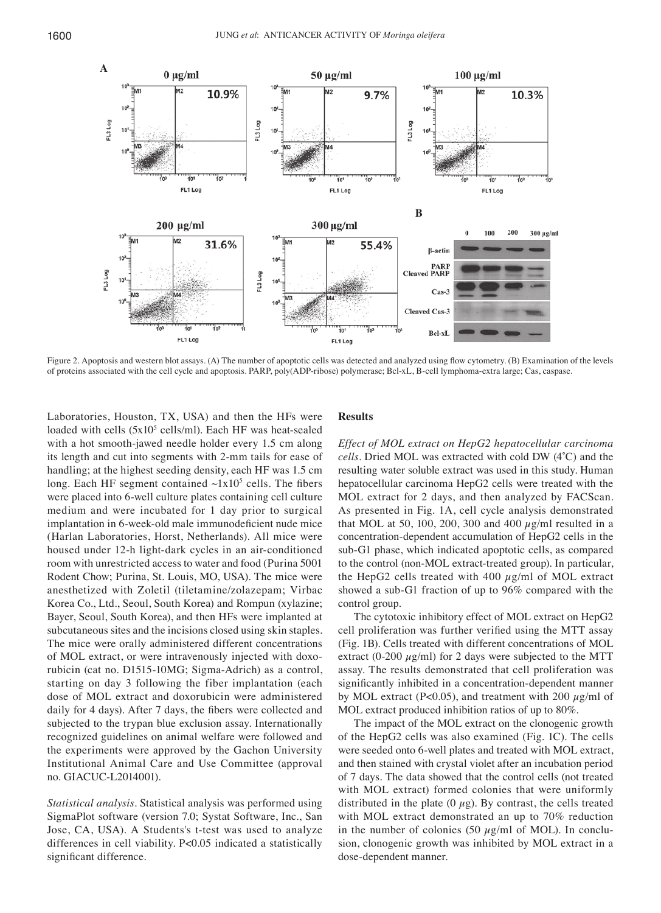Figure 2. Apoptosis and western blot assays. (A) The number of apoptotic cells was detected and analyzed using flow cytometry. (B) Examination of the levels of proteins associated with the cell cycle and apoptosis. PARP, poly(ADP-ribose) polymerase; Bcl-xL, B-cell lymphoma-extra large; Cas, caspase.

Laboratories, Houston, TX, USA) and then the HFs were loaded with cells ($5x10^5$ cells/ml). Each HF was heat-sealed with a hot smooth-jawed needle holder every 1.5 cm along its length and cut into segments with 2-mm tails for ease of handling; at the highest seeding density, each HF was 1.5 cm long. Each HF segment contained $\sim 1x10^5$ cells. The fibers were placed into 6-well culture plates containing cell culture medium and were incubated for 1 day prior to surgical implantation in 6-week-old male immunodeficient nude mice (Harlan Laboratories, Horst, Netherlands). All mice were housed under 12-h light-dark cycles in an air-conditioned room with unrestricted access to water and food (Purina 5001 Rodent Chow; Purina, St. Louis, MO, USA). The mice were anesthetized with Zoletil (tiletamine/zolazepam; Virbac Korea Co., Ltd., Seoul, South Korea) and Rompun (xylazine; Bayer, Seoul, South Korea), and then HFs were implanted at subcutaneous sites and the incisions closed using skin staples. The mice were orally administered different concentrations of MOL extract, or were intravenously injected with doxorubicin (cat no. D1515-10MG; Sigma-Adrich) as a control, starting on day 3 following the fiber implantation (each dose of MOL extract and doxorubicin were administered daily for 4 days). After 7 days, the fibers were collected and subjected to the trypan blue exclusion assay. Internationally recognized guidelines on animal welfare were followed and the experiments were approved by the Gachon University Institutional Animal Care and Use Committee (approval no. GIACUC-L2014001).

*Statistical analysis.* Statistical analysis was performed using SigmaPlot software (version 7.0; Systat Software, Inc., San Jose, CA, USA). A Students's t-test was used to analyze differences in cell viability. $P<0.05$ indicated a statistically significant difference.

## Results

*Effect of MOL extract on HepG2 hepatocellular carcinoma cells.* Dried MOL was extracted with cold DW (4˚C) and the resulting water soluble extract was used in this study. Human hepatocellular carcinoma HepG2 cells were treated with the MOL extract for 2 days, and then analyzed by FACScan. As presented in Fig. 1A, cell cycle analysis demonstrated that MOL at 50, 100, 200, 300 and 400 $\mu$g/ml resulted in a concentration-dependent accumulation of HepG2 cells in the sub-G1 phase, which indicated apoptotic cells, as compared to the control (non-MOL extract-treated group). In particular, the HepG2 cells treated with 400 $\mu$g/ml of MOL extract showed a sub-G1 fraction of up to 96% compared with the control group.

The cytotoxic inhibitory effect of MOL extract on HepG2 cell proliferation was further verified using the MTT assay (Fig. 1B). Cells treated with different concentrations of MOL extract (0-200 $\mu$g/ml) for 2 days were subjected to the MTT assay. The results demonstrated that cell proliferation was significantly inhibited in a concentration-dependent manner by MOL extract ($P<0.05$), and treatment with 200 $\mu$g/ml of MOL extract produced inhibition ratios of up to 80%.

The impact of the MOL extract on the clonogenic growth of the HepG2 cells was also examined (Fig. 1C). The cells were seeded onto 6-well plates and treated with MOL extract, and then stained with crystal violet after an incubation period of 7 days. The data showed that the control cells (not treated with MOL extract) formed colonies that were uniformly distributed in the plate (0 $\mu$g). By contrast, the cells treated with MOL extract demonstrated an up to 70% reduction in the number of colonies (50 $\mu$g/ml of MOL). In conclusion, clonogenic growth was inhibited by MOL extract in a dose-dependent manner.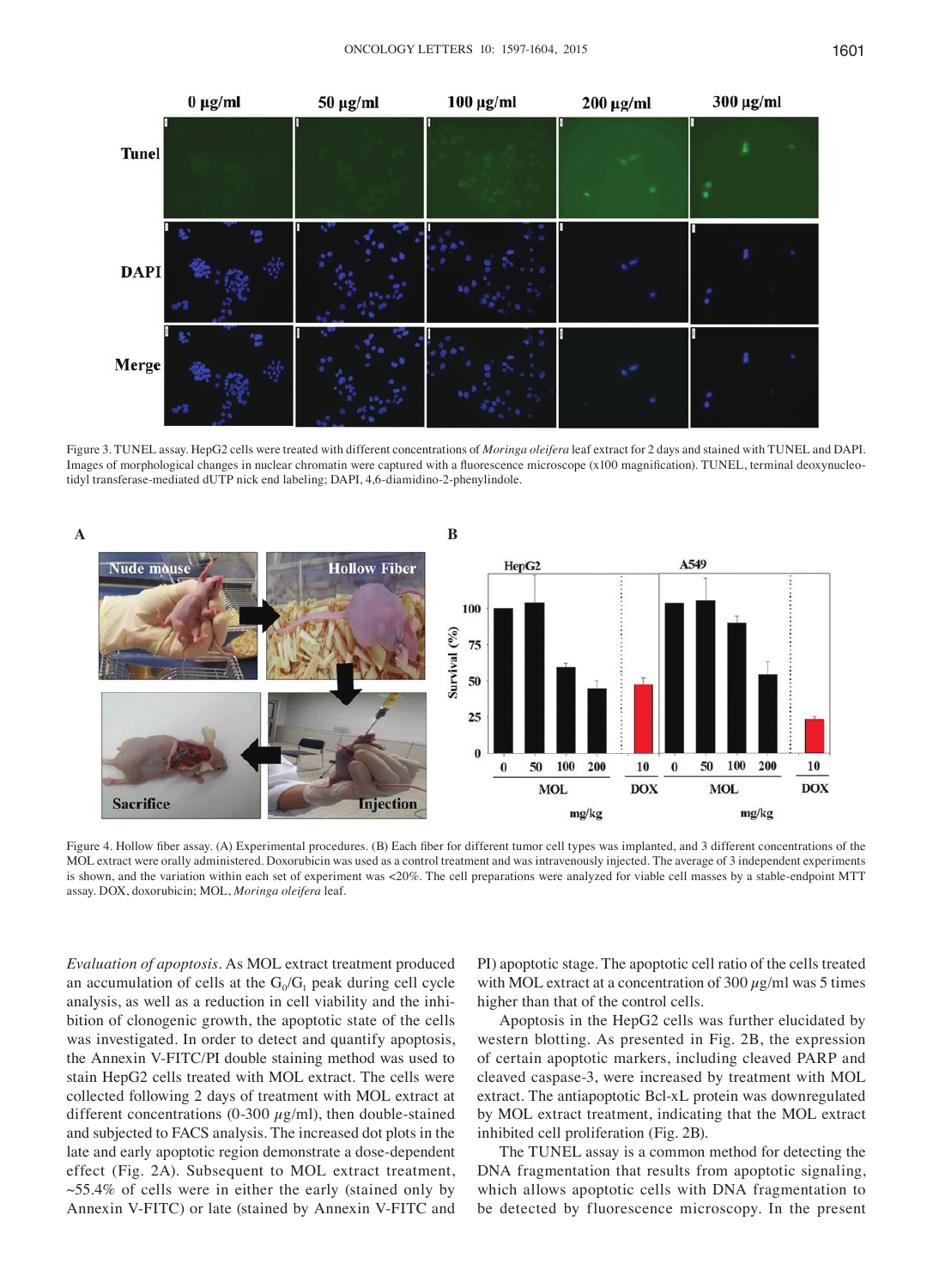Figure 3. TUNEL assay. HepG2 cells were treated with different concentrations of *Moringa oleifera* leaf extract for 2 days and stained with TUNEL and DAPI. Images of morphological changes in nuclear chromatin were captured with a fluorescence microscope (x100 magnification). TUNEL, terminal deoxynucleotidyl transferase-mediated dUTP nick end labeling; DAPI, 4,6-diamidino-2-phenylindole.

Figure 4. Hollow fiber assay. (A) Experimental procedures. (B) Each fiber for different tumor cell types was implanted, and 3 different concentrations of the MOL extract were orally administered. Doxorubicin was used as a control treatment and was intravenously injected. The average of 3 independent experiments is shown, and the variation within each set of experiment was <20%. The cell preparations were analyzed for viable cell masses by a stable-endpoint MTT assay. DOX, doxorubicin; MOL, *Moringa oleifera* leaf.

*Evaluation of apoptosis*. As MOL extract treatment produced an accumulation of cells at the $G_0/G_1$ peak during cell cycle analysis, as well as a reduction in cell viability and the inhibition of clonogenic growth, the apoptotic state of the cells was investigated. In order to detect and quantify apoptosis, the Annexin V-FITC/PI double staining method was used to stain HepG2 cells treated with MOL extract. The cells were collected following 2 days of treatment with MOL extract at different concentrations (0-300 $\mu$g/ml), then double-stained and subjected to FACS analysis. The increased dot plots in the late and early apoptotic region demonstrate a dose-dependent effect (Fig. 2A). Subsequent to MOL extract treatment, ~55.4% of cells were in either the early (stained only by Annexin V-FITC) or late (stained by Annexin V-FITC and PI) apoptotic stage. The apoptotic cell ratio of the cells treated with MOL extract at a concentration of 300 $\mu$g/ml was 5 times higher than that of the control cells.

Apoptosis in the HepG2 cells was further elucidated by western blotting. As presented in Fig. 2B, the expression of certain apoptotic markers, including cleaved PARP and cleaved caspase-3, were increased by treatment with MOL extract. The antiapoptotic Bcl-xL protein was downregulated by MOL extract treatment, indicating that the MOL extract inhibited cell proliferation (Fig. 2B).

The TUNEL assay is a common method for detecting the DNA fragmentation that results from apoptotic signaling, which allows apoptotic cells with DNA fragmentation to be detected by fluorescence microscopy. In the present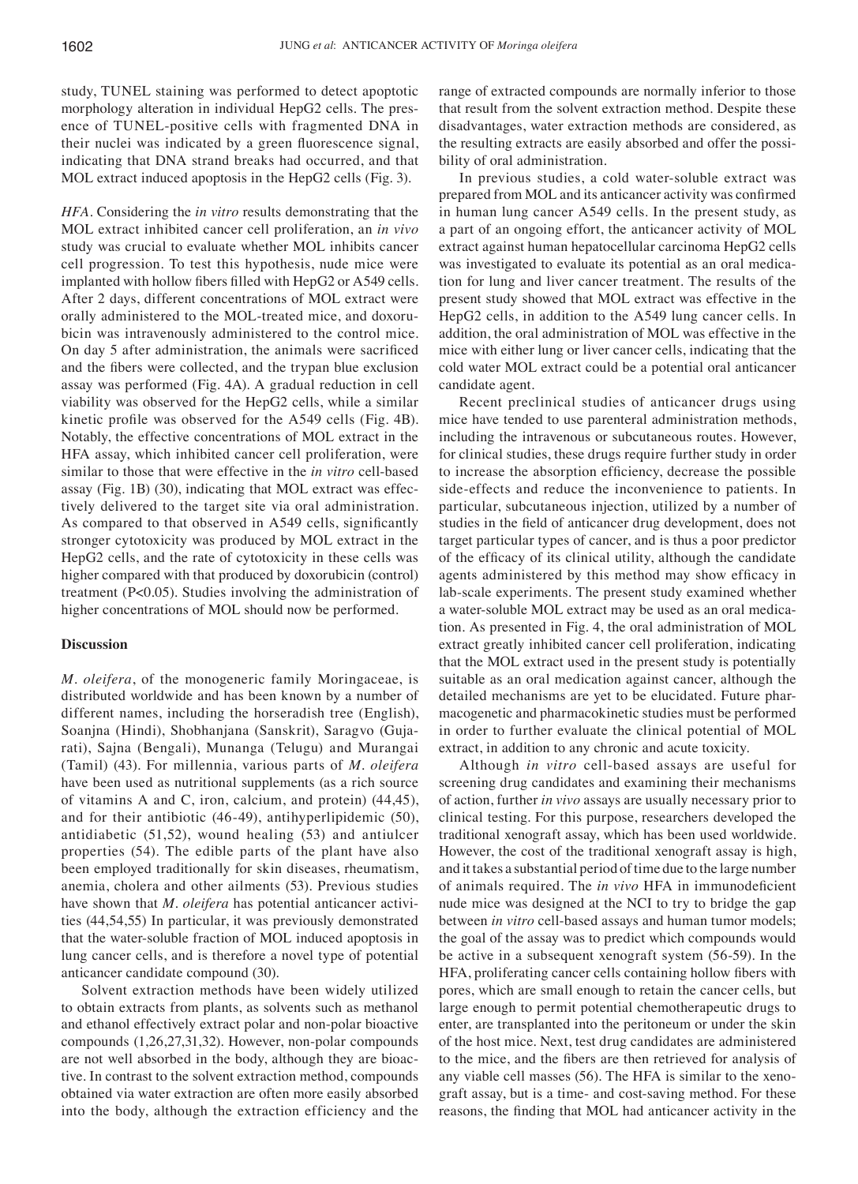study, TUNEL staining was performed to detect apoptotic morphology alteration in individual HepG2 cells. The presence of TUNEL-positive cells with fragmented DNA in their nuclei was indicated by a green fluorescence signal, indicating that DNA strand breaks had occurred, and that MOL extract induced apoptosis in the HepG2 cells (Fig. 3).

*HFA.* Considering the *in vitro* results demonstrating that the MOL extract inhibited cancer cell proliferation, an *in vivo* study was crucial to evaluate whether MOL inhibits cancer cell progression. To test this hypothesis, nude mice were implanted with hollow fibers filled with HepG2 or A549 cells. After 2 days, different concentrations of MOL extract were orally administered to the MOL-treated mice, and doxorubicin was intravenously administered to the control mice. On day 5 after administration, the animals were sacrificed and the fibers were collected, and the trypan blue exclusion assay was performed (Fig. 4A). A gradual reduction in cell viability was observed for the HepG2 cells, while a similar kinetic profile was observed for the A549 cells (Fig. 4B). Notably, the effective concentrations of MOL extract in the HFA assay, which inhibited cancer cell proliferation, were similar to those that were effective in the *in vitro* cell-based assay (Fig. 1B) (30), indicating that MOL extract was effectively delivered to the target site via oral administration. As compared to that observed in A549 cells, significantly stronger cytotoxicity was produced by MOL extract in the HepG2 cells, and the rate of cytotoxicity in these cells was higher compared with that produced by doxorubicin (control) treatment ($P<0.05$). Studies involving the administration of higher concentrations of MOL should now be performed.

## Discussion

*M. oleifera*, of the monogeneric family Moringaceae, is distributed worldwide and has been known by a number of different names, including the horseradish tree (English), Soanjna (Hindi), Shobhanjana (Sanskrit), Saragvo (Gujarati), Sajna (Bengali), Munanga (Telugu) and Murangai (Tamil) (43). For millennia, various parts of *M. oleifera* have been used as nutritional supplements (as a rich source of vitamins A and C, iron, calcium, and protein) (44,45), and for their antibiotic (46-49), antihyperlipidemic (50), antidiabetic (51,52), wound healing (53) and antiulcer properties (54). The edible parts of the plant have also been employed traditionally for skin diseases, rheumatism, anemia, cholera and other ailments (53). Previous studies have shown that *M. oleifera* has potential anticancer activities (44,54,55) In particular, it was previously demonstrated that the water-soluble fraction of MOL induced apoptosis in lung cancer cells, and is therefore a novel type of potential anticancer candidate compound (30).

Solvent extraction methods have been widely utilized to obtain extracts from plants, as solvents such as methanol and ethanol effectively extract polar and non-polar bioactive compounds (1,26,27,31,32). However, non-polar compounds are not well absorbed in the body, although they are bioactive. In contrast to the solvent extraction method, compounds obtained via water extraction are often more easily absorbed into the body, although the extraction efficiency and the range of extracted compounds are normally inferior to those that result from the solvent extraction method. Despite these disadvantages, water extraction methods are considered, as the resulting extracts are easily absorbed and offer the possibility of oral administration.

In previous studies, a cold water-soluble extract was prepared from MOL and its anticancer activity was confirmed in human lung cancer A549 cells. In the present study, as a part of an ongoing effort, the anticancer activity of MOL extract against human hepatocellular carcinoma HepG2 cells was investigated to evaluate its potential as an oral medication for lung and liver cancer treatment. The results of the present study showed that MOL extract was effective in the HepG2 cells, in addition to the A549 lung cancer cells. In addition, the oral administration of MOL was effective in the mice with either lung or liver cancer cells, indicating that the cold water MOL extract could be a potential oral anticancer candidate agent.

Recent preclinical studies of anticancer drugs using mice have tended to use parenteral administration methods, including the intravenous or subcutaneous routes. However, for clinical studies, these drugs require further study in order to increase the absorption efficiency, decrease the possible side-effects and reduce the inconvenience to patients. In particular, subcutaneous injection, utilized by a number of studies in the field of anticancer drug development, does not target particular types of cancer, and is thus a poor predictor of the efficacy of its clinical utility, although the candidate agents administered by this method may show efficacy in lab-scale experiments. The present study examined whether a water-soluble MOL extract may be used as an oral medication. As presented in Fig. 4, the oral administration of MOL extract greatly inhibited cancer cell proliferation, indicating that the MOL extract used in the present study is potentially suitable as an oral medication against cancer, although the detailed mechanisms are yet to be elucidated. Future pharmacogenetic and pharmacokinetic studies must be performed in order to further evaluate the clinical potential of MOL extract, in addition to any chronic and acute toxicity.

Although *in vitro* cell-based assays are useful for screening drug candidates and examining their mechanisms of action, further *in vivo* assays are usually necessary prior to clinical testing. For this purpose, researchers developed the traditional xenograft assay, which has been used worldwide. However, the cost of the traditional xenograft assay is high, and it takes a substantial period of time due to the large number of animals required. The *in vivo* HFA in immunodeficient nude mice was designed at the NCI to try to bridge the gap between *in vitro* cell-based assays and human tumor models; the goal of the assay was to predict which compounds would be active in a subsequent xenograft system (56-59). In the HFA, proliferating cancer cells containing hollow fibers with pores, which are small enough to retain the cancer cells, but large enough to permit potential chemotherapeutic drugs to enter, are transplanted into the peritoneum or under the skin of the host mice. Next, test drug candidates are administered to the mice, and the fibers are then retrieved for analysis of any viable cell masses (56). The HFA is similar to the xenograft assay, but is a time- and cost-saving method. For these reasons, the finding that MOL had anticancer activity in the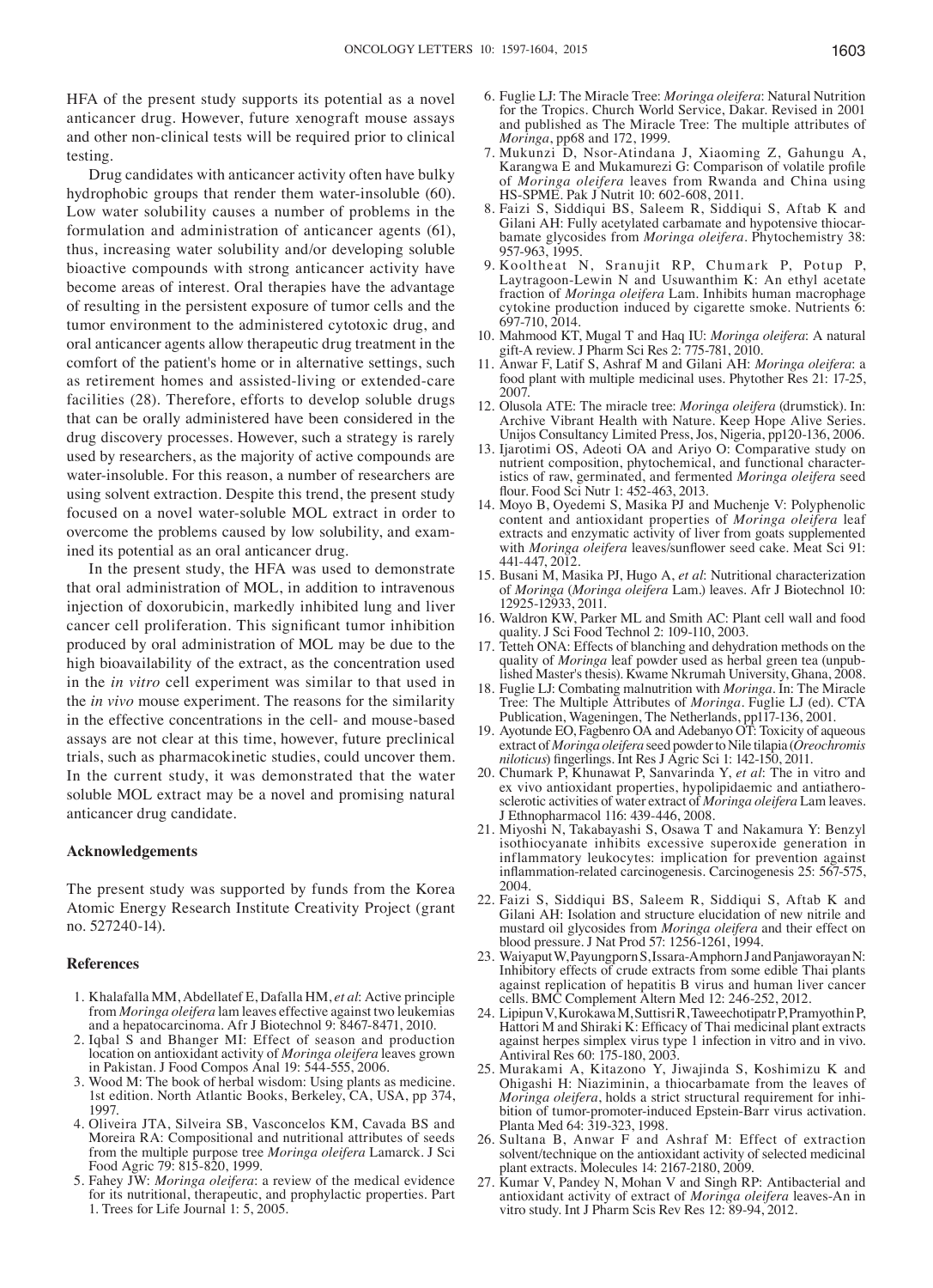HFA of the present study supports its potential as a novel anticancer drug. However, future xenograft mouse assays and other non-clinical tests will be required prior to clinical testing.

Drug candidates with anticancer activity often have bulky hydrophobic groups that render them water-insoluble (60). Low water solubility causes a number of problems in the formulation and administration of anticancer agents (61), thus, increasing water solubility and/or developing soluble bioactive compounds with strong anticancer activity have become areas of interest. Oral therapies have the advantage of resulting in the persistent exposure of tumor cells and the tumor environment to the administered cytotoxic drug, and oral anticancer agents allow therapeutic drug treatment in the comfort of the patient's home or in alternative settings, such as retirement homes and assisted-living or extended-care facilities (28). Therefore, efforts to develop soluble drugs that can be orally administered have been considered in the drug discovery processes. However, such a strategy is rarely used by researchers, as the majority of active compounds are water-insoluble. For this reason, a number of researchers are using solvent extraction. Despite this trend, the present study focused on a novel water-soluble MOL extract in order to overcome the problems caused by low solubility, and examined its potential as an oral anticancer drug.

In the present study, the HFA was used to demonstrate that oral administration of MOL, in addition to intravenous injection of doxorubicin, markedly inhibited lung and liver cancer cell proliferation. This significant tumor inhibition produced by oral administration of MOL may be due to the high bioavailability of the extract, as the concentration used in the *in vitro* cell experiment was similar to that used in the *in vivo* mouse experiment. The reasons for the similarity in the effective concentrations in the cell- and mouse-based assays are not clear at this time, however, future preclinical trials, such as pharmacokinetic studies, could uncover them. In the current study, it was demonstrated that the water soluble MOL extract may be a novel and promising natural anticancer drug candidate.

## Acknowledgements

The present study was supported by funds from the Korea Atomic Energy Research Institute Creativity Project (grant no. 527240-14).

## References

1. Khalafalla MM, Abdellatef E, Dafalla HM, *et al*: Active principle from *Moringa oleifera* lam leaves effective against two leukemias and a hepatocarcinoma. Afr J Biotechnol 9: 8467-8471, 2010.
2. Iqbal S and Bhanger MI: Effect of season and production location on antioxidant activity of *Moringa oleifera* leaves grown in Pakistan. J Food Compos Anal 19: 544-555, 2006.
3. Wood M: The book of herbal wisdom: Using plants as medicine. 1st edition. North Atlantic Books, Berkeley, CA, USA, pp 374, 1997.
4. Oliveira JTA, Silveira SB, Vasconcelos KM, Cavada BS and Moreira RA: Compositional and nutritional attributes of seeds from the multiple purpose tree *Moringa oleifera* Lamarck. J Sci Food Agric 79: 815-820, 1999.
5. Fahey JW: *Moringa oleifera*: a review of the medical evidence for its nutritional, therapeutic, and prophylactic properties. Part 1. Trees for Life Journal 1: 5, 2005.
6. Fuglie LJ: The Miracle Tree: *Moringa oleifera*: Natural Nutrition for the Tropics. Church World Service, Dakar. Revised in 2001 and published as The Miracle Tree: The multiple attributes of *Moringa*, pp68 and 172, 1999.
7. Mukunzi D, Nsor-Atindana J, Xiaoming Z, Gahungu A, Karangwa E and Mukamurezi G: Comparison of volatile profile of *Moringa oleifera* leaves from Rwanda and China using HS-SPME. Pak J Nutrit 10: 602-608, 2011.
8. Faizi S, Siddiqui BS, Saleem R, Siddiqui S, Aftab K and Gilani AH: Fully acetylated carbamate and hypotensive thiocarbamate glycosides from *Moringa oleifera*. Phytochemistry 38: 957-963, 1995.
9. Kooltheat N, Sranujit RP, Chumark P, Potup P, Laytragoon-Lewin N and Usuwanthim K: An ethyl acetate fraction of *Moringa oleifera* Lam. Inhibits human macrophage cytokine production induced by cigarette smoke. Nutrients 6: 697-710, 2014.
10. Mahmood KT, Mugal T and Haq IU: *Moringa oleifera*: A natural gift-A review. J Pharm Sci Res 2: 775-781, 2010.
11. Anwar F, Latif S, Ashraf M and Gilani AH: *Moringa oleifera*: a food plant with multiple medicinal uses. Phytother Res 21: 17-25, 2007.
12. Olusola ATE: The miracle tree: *Moringa oleifera* (drumstick). In: Archive Vibrant Health with Nature. Keep Hope Alive Series. Unijos Consultancy Limited Press, Jos, Nigeria, pp120-136, 2006.
13. Ijarotimi OS, Adeoti OA and Ariyo O: Comparative study on nutrient composition, phytochemical, and functional characteristics of raw, germinated, and fermented *Moringa oleifera* seed flour. Food Sci Nutr 1: 452-463, 2013.
14. Moyo B, Oyedemi S, Masika PJ and Muchenje V: Polyphenolic content and antioxidant properties of *Moringa oleifera* leaf extracts and enzymatic activity of liver from goats supplemented with *Moringa oleifera* leaves/sunflower seed cake. Meat Sci 91: 441-447, 2012.
15. Busani M, Masika PJ, Hugo A, *et al*: Nutritional characterization of *Moringa* (*Moringa oleifera* Lam.) leaves. Afr J Biotechnol 10: 12925-12933, 2011.
16. Waldron KW, Parker ML and Smith AC: Plant cell wall and food quality. J Sci Food Technol 2: 109-110, 2003.
17. Tetteh ONA: Effects of blanching and dehydration methods on the quality of *Moringa* leaf powder used as herbal green tea (unpublished Master's thesis). Kwame Nkrumah University, Ghana, 2008.
18. Fuglie LJ: Combating malnutrition with *Moringa*. In: The Miracle Tree: The Multiple Attributes of *Moringa*. Fuglie LJ (ed). CTA Publication, Wageningen, The Netherlands, pp117-136, 2001.
19. Ayotunde EO, Fagbenro OA and Adebanyo OT: Toxicity of aqueous extract of *Moringa oleifera* seed powder to Nile tilapia (*Oreochromis niloticus*) fingerlings. Int Res J Agric Sci 1: 142-150, 2011.
20. Chumark P, Khunawat P, Sanvarinda Y, *et al*: The in vitro and ex vivo antioxidant properties, hypolipidaemic and antiatherosclerotic activities of water extract of *Moringa oleifera* Lam leaves. J Ethnopharmacol 116: 439-446, 2008.
21. Miyoshi N, Takabayashi S, Osawa T and Nakamura Y: Benzyl isothiocyanate inhibits excessive superoxide generation in inflammatory leukocytes: implication for prevention against inflammation-related carcinogenesis. Carcinogenesis 25: 567-575, 2004.
22. Faizi S, Siddiqui BS, Saleem R, Siddiqui S, Aftab K and Gilani AH: Isolation and structure elucidation of new nitrile and mustard oil glycosides from *Moringa oleifera* and their effect on blood pressure. J Nat Prod 57: 1256-1261, 1994.
23. Waiyaput W, Payungporn S, Issara-Amphorn J and Panjaworayan N: Inhibitory effects of crude extracts from some edible Thai plants against replication of hepatitis B virus and human liver cancer cells. BMC Complement Altern Med 12: 246-252, 2012.
24. Lipipun V, Kurokawa M, Suttisri R, Taweechotipatr P, Pramyothin P, Hattori M and Shiraki K: Efficacy of Thai medicinal plant extracts against herpes simplex virus type 1 infection in vitro and in vivo. Antiviral Res 60: 175-180, 2003.
25. Murakami A, Kitazono Y, Jiwajinda S, Koshimizu K and Ohigashi H: Niaziminin, a thiocarbamate from the leaves of *Moringa oleifera*, holds a strict structural requirement for inhibition of tumor-promoter-induced Epstein-Barr virus activation. Planta Med 64: 319-323, 1998.
26. Sultana B, Anwar F and Ashraf M: Effect of extraction solvent/technique on the antioxidant activity of selected medicinal plant extracts. Molecules 14: 2167-2180, 2009.
27. Kumar V, Pandey N, Mohan V and Singh RP: Antibacterial and antioxidant activity of extract of *Moringa oleifera* leaves-An in vitro study. Int J Pharm Scis Rev Res 12: 89-94, 2012.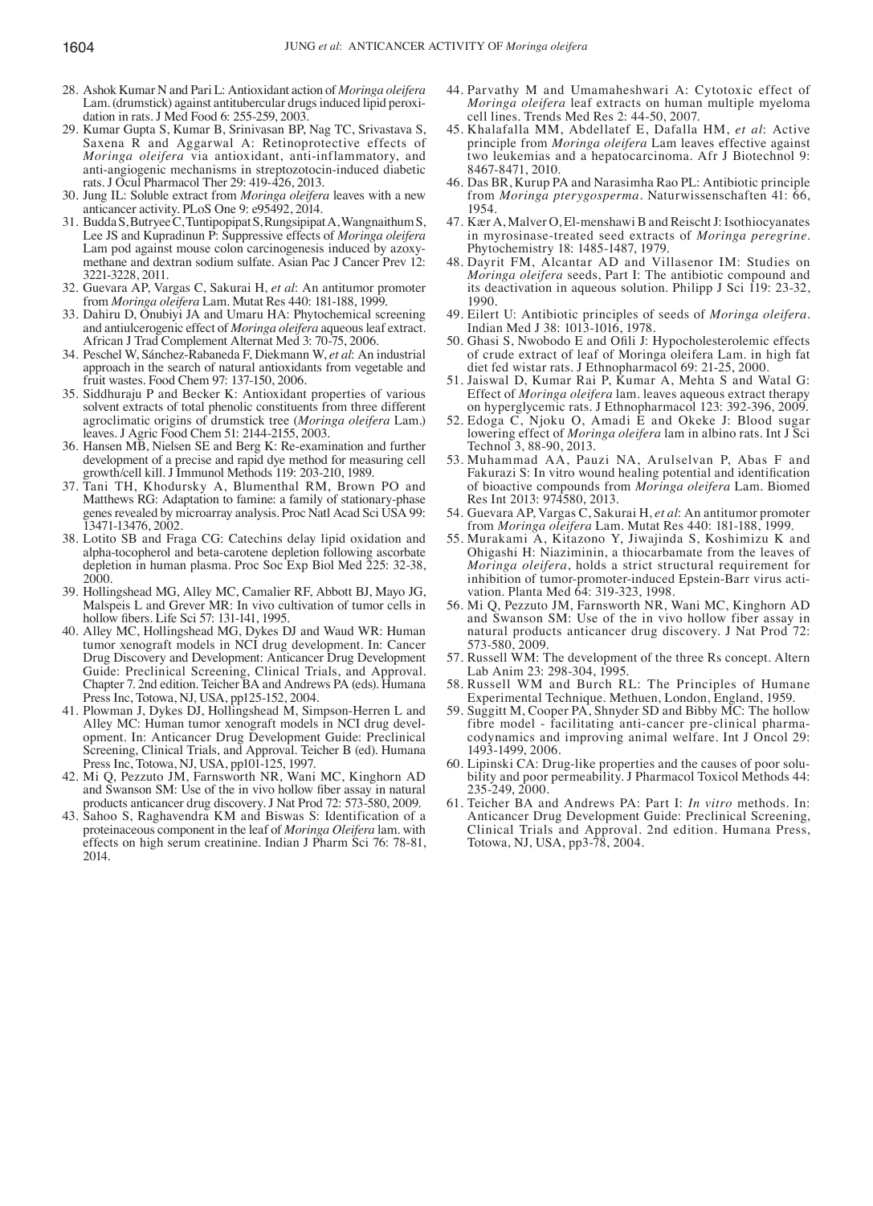28. Ashok Kumar N and Pari L: Antioxidant action of *Moringa oleifera* Lam. (drumstick) against antitubercular drugs induced lipid peroxidation in rats. J Med Food 6: 255-259, 2003.
29. Kumar Gupta S, Kumar B, Srinivasan BP, Nag TC, Srivastava S, Saxena R and Aggarwal A: Retinoprotective effects of *Moringa oleifera* via antioxidant, anti-inflammatory, and anti-angiogenic mechanisms in streptozotocin-induced diabetic rats. J Ocul Pharmacol Ther 29: 419-426, 2013.
30. Jung IL: Soluble extract from *Moringa oleifera* leaves with a new anticancer activity. PLoS One 9: e95492, 2014.
31. Budda S, Butryee C, Tuntipopipat S, Rungsipipat A, Wangnaithum S, Lee JS and Kupradinun P: Suppressive effects of *Moringa oleifera* Lam pod against mouse colon carcinogenesis induced by azoxymethane and dextran sodium sulfate. Asian Pac J Cancer Prev 12: 3221-3228, 2011.
32. Guevara AP, Vargas C, Sakurai H, *et al*: An antitumor promoter from *Moringa oleifera* Lam. Mutat Res 440: 181-188, 1999.
33. Dahiru D, Onubiyi JA and Umaru HA: Phytochemical screening and antiulcerogenic effect of *Moringa oleifera* aqueous leaf extract. African J Trad Complement Alternat Med 3: 70-75, 2006.
34. Peschel W, Sánchez-Rabaneda F, Diekmann W, *et al*: An industrial approach in the search of natural antioxidants from vegetable and fruit wastes. Food Chem 97: 137-150, 2006.
35. Siddhuraju P and Becker K: Antioxidant properties of various solvent extracts of total phenolic constituents from three different agroclimatic origins of drumstick tree (*Moringa oleifera* Lam.) leaves. J Agric Food Chem 51: 2144-2155, 2003.
36. Hansen MB, Nielsen SE and Berg K: Re-examination and further development of a precise and rapid dye method for measuring cell growth/cell kill. J Immunol Methods 119: 203-210, 1989.
37. Tani TH, Khodursky A, Blumenthal RM, Brown PO and Matthews RG: Adaptation to famine: a family of stationary-phase genes revealed by microarray analysis. Proc Natl Acad Sci USA 99: 13471-13476, 2002.
38. Lotito SB and Fraga CG: Catechins delay lipid oxidation and alpha-tocopherol and beta-carotene depletion following ascorbate depletion in human plasma. Proc Soc Exp Biol Med 225: 32-38, 2000.
39. Hollingshead MG, Alley MC, Camalier RF, Abbott BJ, Mayo JG, Malspeis L and Grever MR: In vivo cultivation of tumor cells in hollow fibers. Life Sci 57: 131-141, 1995.
40. Alley MC, Hollingshead MG, Dykes DJ and Waud WR: Human tumor xenograft models in NCI drug development. In: Cancer Drug Discovery and Development: Anticancer Drug Development Guide: Preclinical Screening, Clinical Trials, and Approval. Chapter 7. 2nd edition. Teicher BA and Andrews PA (eds). Humana Press Inc, Totowa, NJ, USA, pp125-152, 2004.
41. Plowman J, Dykes DJ, Hollingshead M, Simpson-Herren L and Alley MC: Human tumor xenograft models in NCI drug development. In: Anticancer Drug Development Guide: Preclinical Screening, Clinical Trials, and Approval. Teicher B (ed). Humana Press Inc, Totowa, NJ, USA, pp101-125, 1997.
42. Mi Q, Pezzuto JM, Farnsworth NR, Wani MC, Kinghorn AD and Swanson SM: Use of the in vivo hollow fiber assay in natural products anticancer drug discovery. J Nat Prod 72: 573-580, 2009.
43. Sahoo S, Raghavendra KM and Biswas S: Identification of a proteinaceous component in the leaf of *Moringa Oleifera* lam. with effects on high serum creatinine. Indian J Pharm Sci 76: 78-81, 2014.
44. Parvathy M and Umamaheshwari A: Cytotoxic effect of *Moringa oleifera* leaf extracts on human multiple myeloma cell lines. Trends Med Res 2: 44-50, 2007.
45. Khalafalla MM, Abdellatef E, Dafalla HM, *et al*: Active principle from *Moringa oleifera* Lam leaves effective against two leukemias and a hepatocarcinoma. Afr J Biotechnol 9: 8467-8471, 2010.
46. Das BR, Kurup PA and Narasimha Rao PL: Antibiotic principle from *Moringa pterygosperma*. Naturwissenschaften 41: 66, 1954.
47. Kær A, Malver O, El-menshawi B and Reischt J: Isothiocyanates in myrosinase-treated seed extracts of *Moringa peregrine*. Phytochemistry 18: 1485-1487, 1979.
48. Dayrit FM, Alcantar AD and Villasenor IM: Studies on *Moringa oleifera* seeds, Part I: The antibiotic compound and its deactivation in aqueous solution. Philipp J Sci 119: 23-32, 1990.
49. Eilert U: Antibiotic principles of seeds of *Moringa oleifera*. Indian Med J 38: 1013-1016, 1978.
50. Ghasi S, Nwobodo E and Ofili J: Hypocholesterolemic effects of crude extract of leaf of Moringa oleifera Lam. in high fat diet fed wistar rats. J Ethnopharmacol 69: 21-25, 2000.
51. Jaiswal D, Kumar Rai P, Kumar A, Mehta S and Watal G: Effect of *Moringa oleifera* lam. leaves aqueous extract therapy on hyperglycemic rats. J Ethnopharmacol 123: 392-396, 2009.
52. Edoga C, Njoku O, Amadi E and Okeke J: Blood sugar lowering effect of *Moringa oleifera* lam in albino rats. Int J Sci Technol 3, 88-90, 2013.
53. Muhammad AA, Pauzi NA, Arulselvan P, Abas F and Fakurazi S: In vitro wound healing potential and identification of bioactive compounds from *Moringa oleifera* Lam. Biomed Res Int 2013: 974580, 2013.
54. Guevara AP, Vargas C, Sakurai H, *et al*: An antitumor promoter from *Moringa oleifera* Lam. Mutat Res 440: 181-188, 1999.
55. Murakami A, Kitazono Y, Jiwajinda S, Koshimizu K and Ohigashi H: Niaziminin, a thiocarbamate from the leaves of *Moringa oleifera*, holds a strict structural requirement for inhibition of tumor-promoter-induced Epstein-Barr virus activation. Planta Med 64: 319-323, 1998.
56. Mi Q, Pezzuto JM, Farnsworth NR, Wani MC, Kinghorn AD and Swanson SM: Use of the in vivo hollow fiber assay in natural products anticancer drug discovery. J Nat Prod 72: 573-580, 2009.
57. Russell WM: The development of the three Rs concept. Altern Lab Anim 23: 298-304, 1995.
58. Russell WM and Burch RL: The Principles of Humane Experimental Technique. Methuen, London, England, 1959.
59. Suggitt M, Cooper PA, Shnyder SD and Bibby MC: The hollow fibre model - facilitating anti-cancer pre-clinical pharmacodynamics and improving animal welfare. Int J Oncol 29: 1493-1499, 2006.
60. Lipinski CA: Drug-like properties and the causes of poor solubility and poor permeability. J Pharmacol Toxicol Methods 44: 235-249, 2000.
61. Teicher BA and Andrews PA: Part I: *In vitro* methods. In: Anticancer Drug Development Guide: Preclinical Screening, Clinical Trials and Approval. 2nd edition. Humana Press, Totowa, NJ, USA, pp3-78, 2004.